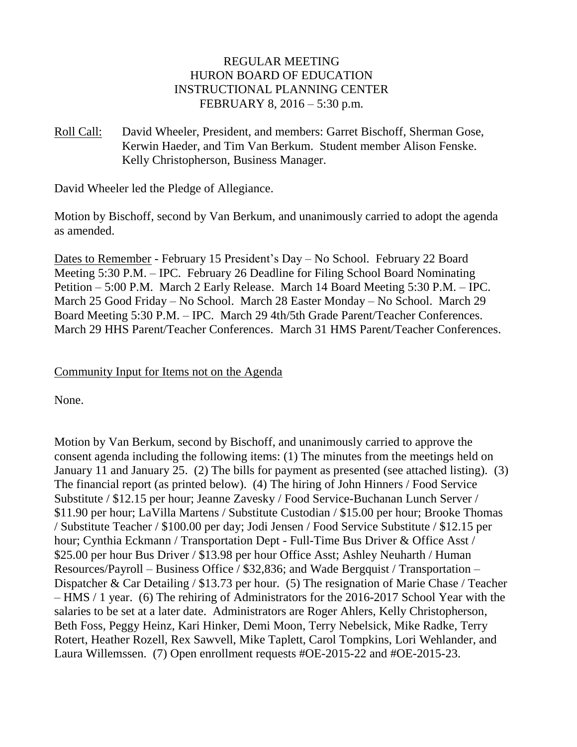REGULAR MEETING
HURON BOARD OF EDUCATION
INSTRUCTIONAL PLANNING CENTER
FEBRUARY 8, 2016 – 5:30 p.m.

Roll Call: David Wheeler, President, and members: Garret Bischoff, Sherman Gose, Kerwin Haeder, and Tim Van Berkum. Student member Alison Fenske. Kelly Christopherson, Business Manager.

David Wheeler led the Pledge of Allegiance.

Motion by Bischoff, second by Van Berkum, and unanimously carried to adopt the agenda as amended.

Dates to Remember - February 15 President's Day – No School. February 22 Board Meeting 5:30 P.M. – IPC. February 26 Deadline for Filing School Board Nominating Petition – 5:00 P.M. March 2 Early Release. March 14 Board Meeting 5:30 P.M. – IPC. March 25 Good Friday – No School. March 28 Easter Monday – No School. March 29 Board Meeting 5:30 P.M. – IPC. March 29 4th/5th Grade Parent/Teacher Conferences. March 29 HHS Parent/Teacher Conferences. March 31 HMS Parent/Teacher Conferences.

Community Input for Items not on the Agenda

None.

Motion by Van Berkum, second by Bischoff, and unanimously carried to approve the consent agenda including the following items: (1) The minutes from the meetings held on January 11 and January 25. (2) The bills for payment as presented (see attached listing). (3) The financial report (as printed below). (4) The hiring of John Hinners / Food Service Substitute / $12.15 per hour; Jeanne Zavesky / Food Service-Buchanan Lunch Server / $11.90 per hour; LaVilla Martens / Substitute Custodian / $15.00 per hour; Brooke Thomas / Substitute Teacher / $100.00 per day; Jodi Jensen / Food Service Substitute / $12.15 per hour; Cynthia Eckmann / Transportation Dept - Full-Time Bus Driver & Office Asst / $25.00 per hour Bus Driver / $13.98 per hour Office Asst; Ashley Neuharth / Human Resources/Payroll – Business Office / $32,836; and Wade Bergquist / Transportation – Dispatcher & Car Detailing / $13.73 per hour. (5) The resignation of Marie Chase / Teacher – HMS / 1 year. (6) The rehiring of Administrators for the 2016-2017 School Year with the salaries to be set at a later date. Administrators are Roger Ahlers, Kelly Christopherson, Beth Foss, Peggy Heinz, Kari Hinker, Demi Moon, Terry Nebelsick, Mike Radke, Terry Rotert, Heather Rozell, Rex Sawvell, Mike Taplett, Carol Tompkins, Lori Wehlander, and Laura Willemssen. (7) Open enrollment requests #OE-2015-22 and #OE-2015-23.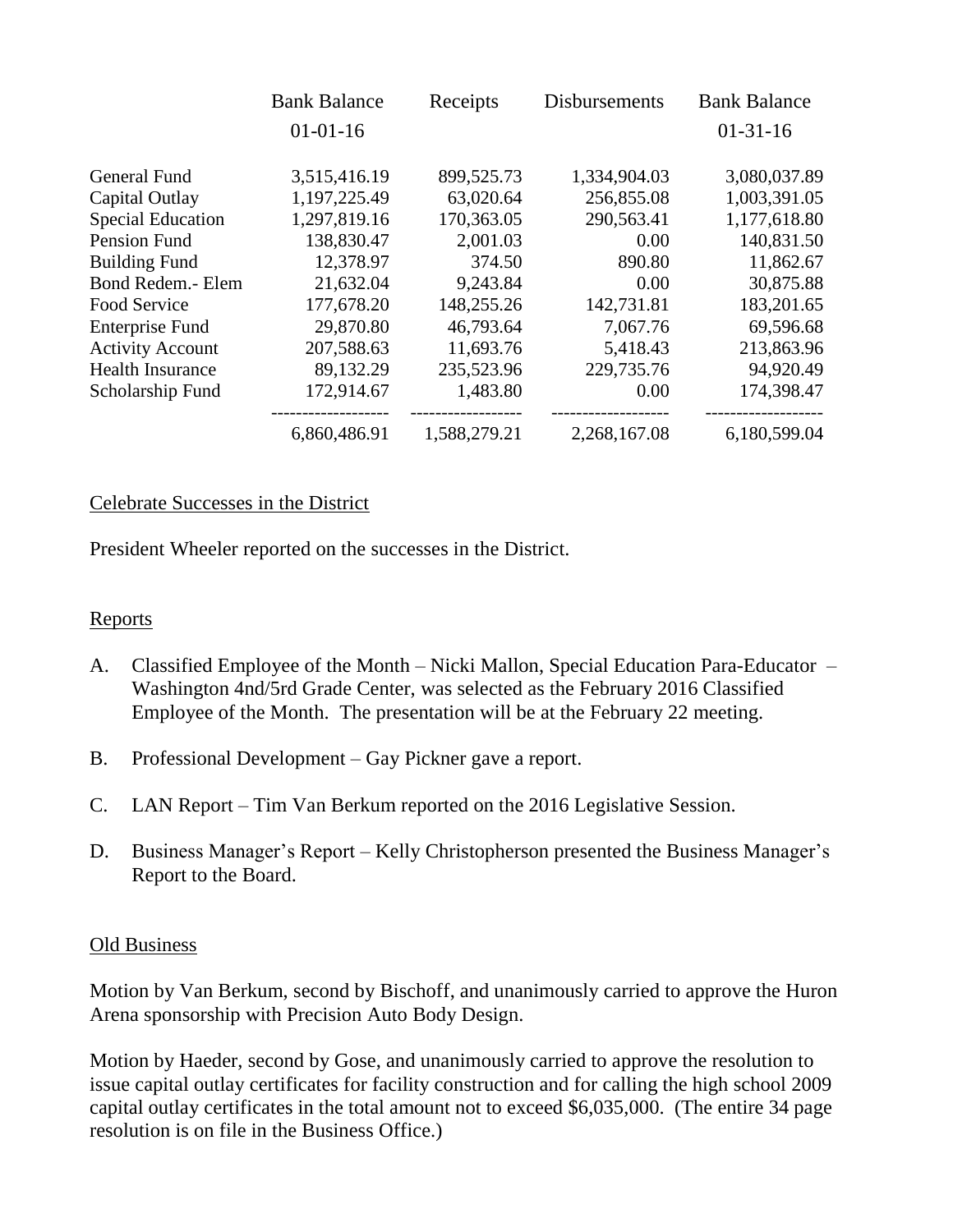| | Bank Balance 01-01-16 | Receipts | Disbursements | Bank Balance 01-31-16 |
|---|---|---|---|---|
| General Fund | 3,515,416.19 | 899,525.73 | 1,334,904.03 | 3,080,037.89 |
| Capital Outlay | 1,197,225.49 | 63,020.64 | 256,855.08 | 1,003,391.05 |
| Special Education | 1,297,819.16 | 170,363.05 | 290,563.41 | 1,177,618.80 |
| Pension Fund | 138,830.47 | 2,001.03 | 0.00 | 140,831.50 |
| Building Fund | 12,378.97 | 374.50 | 890.80 | 11,862.67 |
| Bond Redem.- Elem | 21,632.04 | 9,243.84 | 0.00 | 30,875.88 |
| Food Service | 177,678.20 | 148,255.26 | 142,731.81 | 183,201.65 |
| Enterprise Fund | 29,870.80 | 46,793.64 | 7,067.76 | 69,596.68 |
| Activity Account | 207,588.63 | 11,693.76 | 5,418.43 | 213,863.96 |
| Health Insurance | 89,132.29 | 235,523.96 | 229,735.76 | 94,920.49 |
| Scholarship Fund | 172,914.67 | 1,483.80 | 0.00 | 174,398.47 |
| | 6,860,486.91 | 1,588,279.21 | 2,268,167.08 | 6,180,599.04 |

Celebrate Successes in the District

President Wheeler reported on the successes in the District.

Reports

A. Classified Employee of the Month – Nicki Mallon, Special Education Para-Educator – Washington 4nd/5rd Grade Center, was selected as the February 2016 Classified Employee of the Month. The presentation will be at the February 22 meeting.

B. Professional Development – Gay Pickner gave a report.

C. LAN Report – Tim Van Berkum reported on the 2016 Legislative Session.

D. Business Manager's Report – Kelly Christopherson presented the Business Manager's Report to the Board.

Old Business

Motion by Van Berkum, second by Bischoff, and unanimously carried to approve the Huron Arena sponsorship with Precision Auto Body Design.

Motion by Haeder, second by Gose, and unanimously carried to approve the resolution to issue capital outlay certificates for facility construction and for calling the high school 2009 capital outlay certificates in the total amount not to exceed $6,035,000. (The entire 34 page resolution is on file in the Business Office.)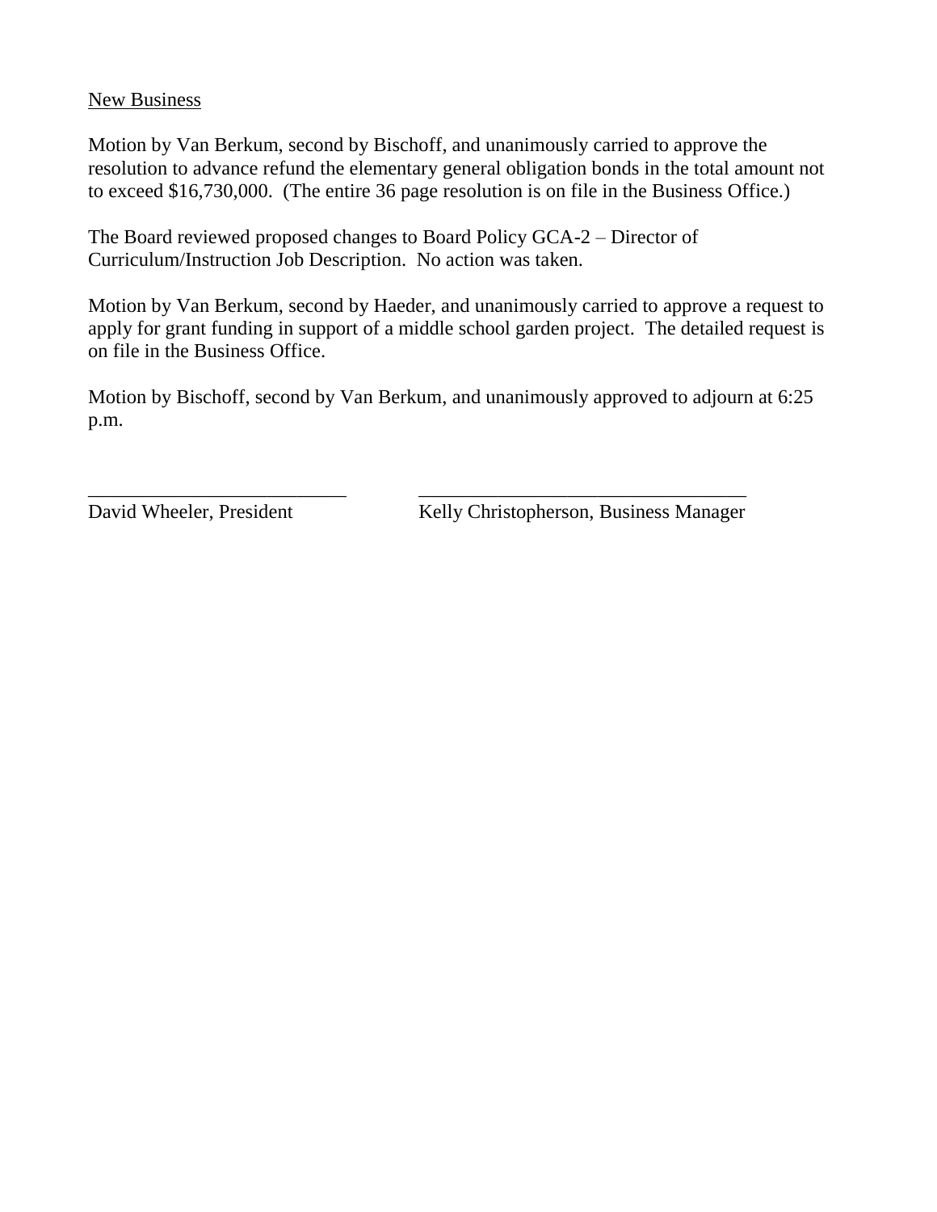<u>New Business</u>

Motion by Van Berkum, second by Bischoff, and unanimously carried to approve the resolution to advance refund the elementary general obligation bonds in the total amount not to exceed $16,730,000. (The entire 36 page resolution is on file in the Business Office.)

The Board reviewed proposed changes to Board Policy GCA-2 – Director of Curriculum/Instruction Job Description. No action was taken.

Motion by Van Berkum, second by Haeder, and unanimously carried to approve a request to apply for grant funding in support of a middle school garden project. The detailed request is on file in the Business Office.

Motion by Bischoff, second by Van Berkum, and unanimously approved to adjourn at 6:25 p.m.

| | |
|---|---|
| ___________________________ | ___________________________________ |
| David Wheeler, President | Kelly Christopherson, Business Manager |